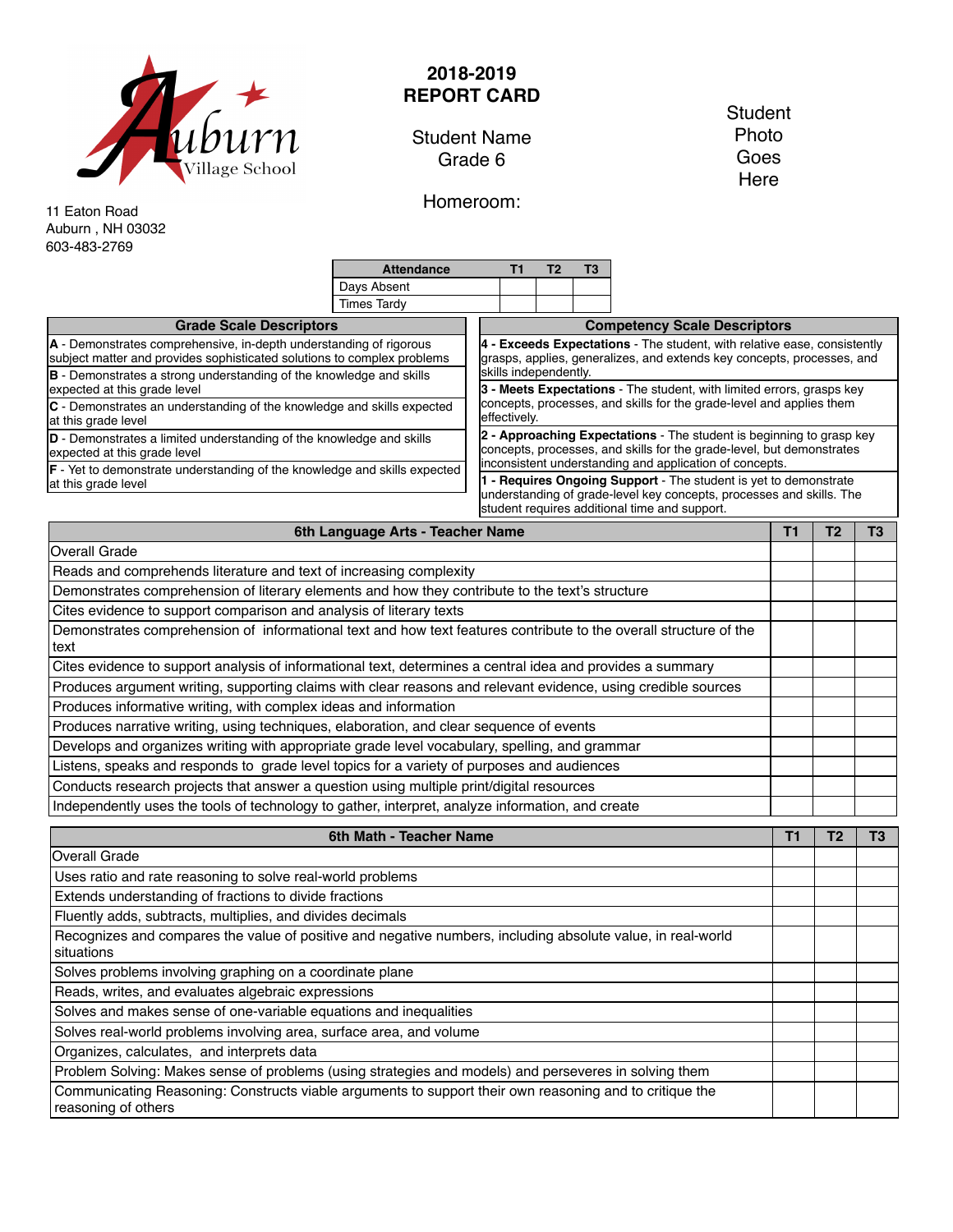Auburn Village School

11 Eaton Road
Auburn , NH 03032
603-483-2769

# 2018-2019
# REPORT CARD

Student Name
Grade 6

Homeroom:

Student Photo Goes Here

| Attendance | T1 | T2 | T3 |
|---|---|---|---|
| Days Absent | | | |
| Times Tardy | | | |

| Grade Scale Descriptors |
|---|
| **A** - Demonstrates comprehensive, in-depth understanding of rigorous subject matter and provides sophisticated solutions to complex problems |
| **B** - Demonstrates a strong understanding of the knowledge and skills expected at this grade level |
| **C** - Demonstrates an understanding of the knowledge and skills expected at this grade level |
| **D** - Demonstrates a limited understanding of the knowledge and skills expected at this grade level |
| **F** - Yet to demonstrate understanding of the knowledge and skills expected at this grade level |

| Competency Scale Descriptors |
|---|
| **4 - Exceeds Expectations** - The student, with relative ease, consistently grasps, applies, generalizes, and extends key concepts, processes, and skills independently. |
| **3 - Meets Expectations** - The student, with limited errors, grasps key concepts, processes, and skills for the grade-level and applies them effectively. |
| **2 - Approaching Expectations** - The student is beginning to grasp key concepts, processes, and skills for the grade-level, but demonstrates inconsistent understanding and application of concepts. |
| **1 - Requires Ongoing Support** - The student is yet to demonstrate understanding of grade-level key concepts, processes and skills. The student requires additional time and support. |

| 6th Language Arts - Teacher Name | T1 | T2 | T3 |
|---|---|---|---|
| Overall Grade | | | |
| Reads and comprehends literature and text of increasing complexity | | | |
| Demonstrates comprehension of literary elements and how they contribute to the text's structure | | | |
| Cites evidence to support comparison and analysis of literary texts | | | |
| Demonstrates comprehension of informational text and how text features contribute to the overall structure of the text | | | |
| Cites evidence to support analysis of informational text, determines a central idea and provides a summary | | | |
| Produces argument writing, supporting claims with clear reasons and relevant evidence, using credible sources | | | |
| Produces informative writing, with complex ideas and information | | | |
| Produces narrative writing, using techniques, elaboration, and clear sequence of events | | | |
| Develops and organizes writing with appropriate grade level vocabulary, spelling, and grammar | | | |
| Listens, speaks and responds to grade level topics for a variety of purposes and audiences | | | |
| Conducts research projects that answer a question using multiple print/digital resources | | | |
| Independently uses the tools of technology to gather, interpret, analyze information, and create | | | |

| 6th Math - Teacher Name | T1 | T2 | T3 |
|---|---|---|---|
| Overall Grade | | | |
| Uses ratio and rate reasoning to solve real-world problems | | | |
| Extends understanding of fractions to divide fractions | | | |
| Fluently adds, subtracts, multiplies, and divides decimals | | | |
| Recognizes and compares the value of positive and negative numbers, including absolute value, in real-world situations | | | |
| Solves problems involving graphing on a coordinate plane | | | |
| Reads, writes, and evaluates algebraic expressions | | | |
| Solves and makes sense of one-variable equations and inequalities | | | |
| Solves real-world problems involving area, surface area, and volume | | | |
| Organizes, calculates, and interprets data | | | |
| Problem Solving: Makes sense of problems (using strategies and models) and perseveres in solving them | | | |
| Communicating Reasoning: Constructs viable arguments to support their own reasoning and to critique the reasoning of others | | | |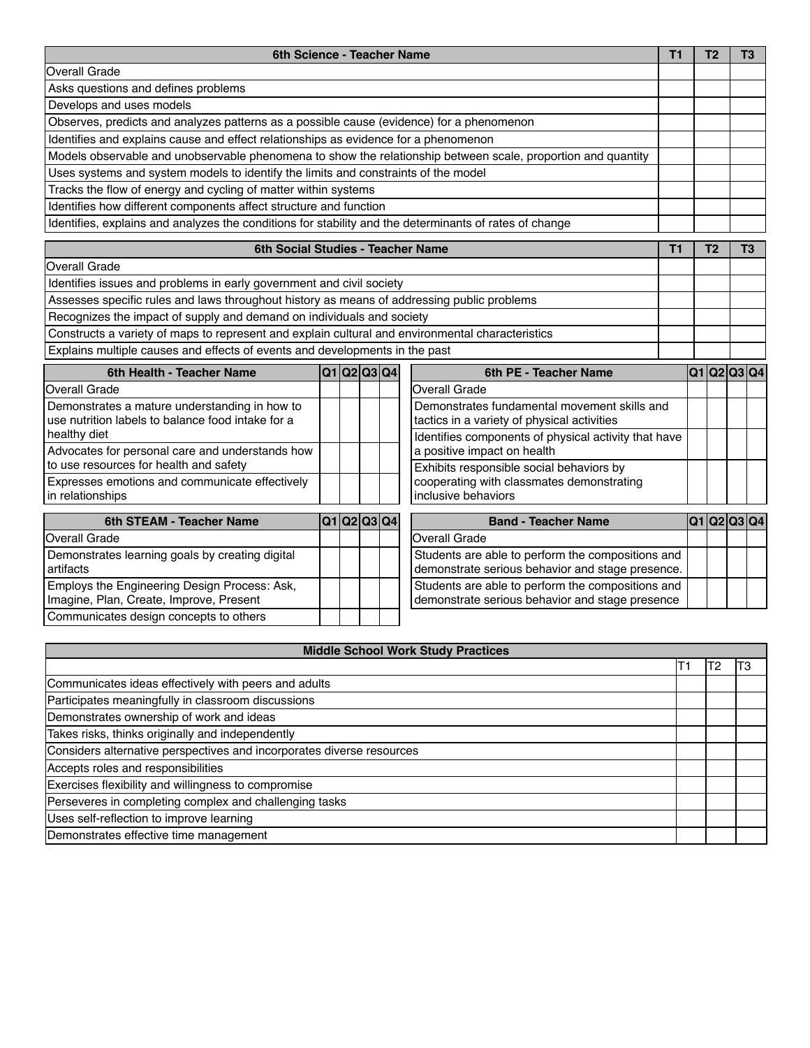| 6th Science - Teacher Name | T1 | T2 | T3 |
|---|---|---|---|
| Overall Grade | | | |
| Asks questions and defines problems | | | |
| Develops and uses models | | | |
| Observes, predicts and analyzes patterns as a possible cause (evidence) for a phenomenon | | | |
| Identifies and explains cause and effect relationships as evidence for a phenomenon | | | |
| Models observable and unobservable phenomena to show the relationship between scale, proportion and quantity | | | |
| Uses systems and system models to identify the limits and constraints of the model | | | |
| Tracks the flow of energy and cycling of matter within systems | | | |
| Identifies how different components affect structure and function | | | |
| Identifies, explains and analyzes the conditions for stability and the determinants of rates of change | | | |

| 6th Social Studies - Teacher Name | T1 | T2 | T3 |
|---|---|---|---|
| Overall Grade | | | |
| Identifies issues and problems in early government and civil society | | | |
| Assesses specific rules and laws throughout history as means of addressing public problems | | | |
| Recognizes the impact of supply and demand on individuals and society | | | |
| Constructs a variety of maps to represent and explain cultural and environmental characteristics | | | |
| Explains multiple causes and effects of events and developments in the past | | | |

| 6th Health - Teacher Name | Q1 | Q2 | Q3 | Q4 |
|---|---|---|---|---|
| Overall Grade | | | | |
| Demonstrates a mature understanding in how to use nutrition labels to balance food intake for a healthy diet | | | | |
| Advocates for personal care and understands how to use resources for health and safety | | | | |
| Expresses emotions and communicate effectively in relationships | | | | |

| 6th PE - Teacher Name | Q1 | Q2 | Q3 | Q4 |
|---|---|---|---|---|
| Overall Grade | | | | |
| Demonstrates fundamental movement skills and tactics in a variety of physical activities | | | | |
| Identifies components of physical activity that have a positive impact on health | | | | |
| Exhibits responsible social behaviors by cooperating with classmates demonstrating inclusive behaviors | | | | |

| 6th STEAM - Teacher Name | Q1 | Q2 | Q3 | Q4 |
|---|---|---|---|---|
| Overall Grade | | | | |
| Demonstrates learning goals by creating digital artifacts | | | | |
| Employs the Engineering Design Process: Ask, Imagine, Plan, Create, Improve, Present | | | | |
| Communicates design concepts to others | | | | |

| Band - Teacher Name | Q1 | Q2 | Q3 | Q4 |
|---|---|---|---|---|
| Overall Grade | | | | |
| Students are able to perform the compositions and demonstrate serious behavior and stage presence. | | | | |
| Students are able to perform the compositions and demonstrate serious behavior and stage presence | | | | |

| Middle School Work Study Practices | | | |
|---|---|---|---|
| | T1 | T2 | T3 |
| Communicates ideas effectively with peers and adults | | | |
| Participates meaningfully in classroom discussions | | | |
| Demonstrates ownership of work and ideas | | | |
| Takes risks, thinks originally and independently | | | |
| Considers alternative perspectives and incorporates diverse resources | | | |
| Accepts roles and responsibilities | | | |
| Exercises flexibility and willingness to compromise | | | |
| Perseveres in completing complex and challenging tasks | | | |
| Uses self-reflection to improve learning | | | |
| Demonstrates effective time management | | | |